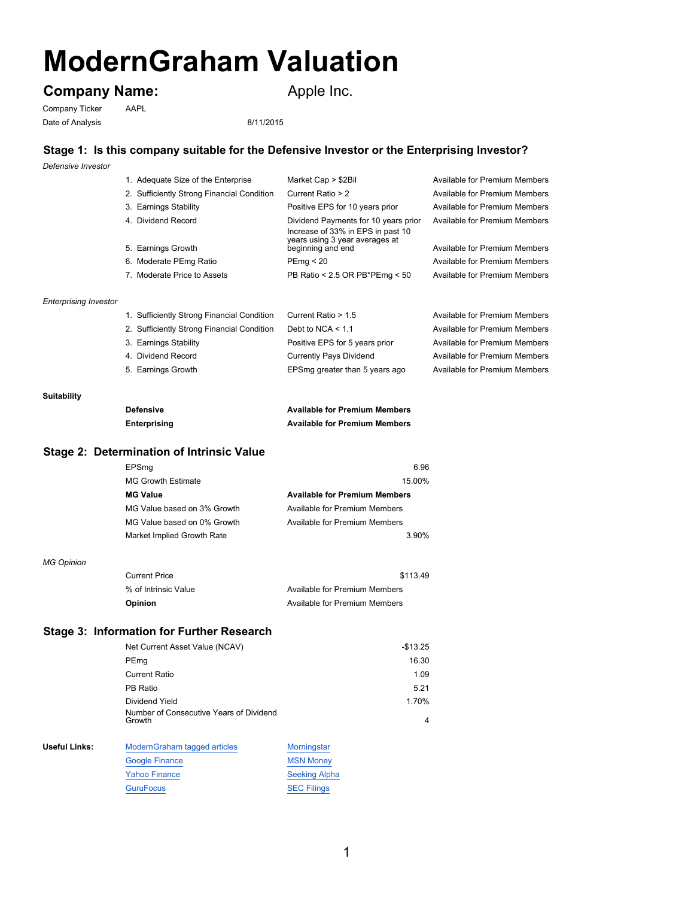# ModernGraham Valuation

## Company Name: Apple Inc.

Company Ticker AAPL

Date of Analysis 8/11/2015

### Stage 1: Is this company suitable for the Defensive Investor or the Enterprising Investor?

*Defensive Investor*

| | Criterion | Requirement | Result |
|---|---|---|---|
| 1. | Adequate Size of the Enterprise | Market Cap > $2Bil | Available for Premium Members |
| 2. | Sufficiently Strong Financial Condition | Current Ratio > 2 | Available for Premium Members |
| 3. | Earnings Stability | Positive EPS for 10 years prior | Available for Premium Members |
| 4. | Dividend Record | Dividend Payments for 10 years prior | Available for Premium Members |
| 5. | Earnings Growth | Increase of 33% in EPS in past 10 years using 3 year averages at beginning and end | Available for Premium Members |
| 6. | Moderate PEmg Ratio | PEmg < 20 | Available for Premium Members |
| 7. | Moderate Price to Assets | PB Ratio < 2.5 OR PB*PEmg < 50 | Available for Premium Members |

*Enterprising Investor*

| | Criterion | Requirement | Result |
|---|---|---|---|
| 1. | Sufficiently Strong Financial Condition | Current Ratio > 1.5 | Available for Premium Members |
| 2. | Sufficiently Strong Financial Condition | Debt to NCA < 1.1 | Available for Premium Members |
| 3. | Earnings Stability | Positive EPS for 5 years prior | Available for Premium Members |
| 4. | Dividend Record | Currently Pays Dividend | Available for Premium Members |
| 5. | Earnings Growth | EPSmg greater than 5 years ago | Available for Premium Members |

**Suitability**

| | |
|---|---|
| **Defensive** | **Available for Premium Members** |
| **Enterprising** | **Available for Premium Members** |

### Stage 2: Determination of Intrinsic Value

| | |
|---|---|
| EPSmg | 6.96 |
| MG Growth Estimate | 15.00% |
| **MG Value** | **Available for Premium Members** |
| MG Value based on 3% Growth | Available for Premium Members |
| MG Value based on 0% Growth | Available for Premium Members |
| Market Implied Growth Rate | 3.90% |

*MG Opinion*

| | |
|---|---|
| Current Price | $113.49 |
| % of Intrinsic Value | Available for Premium Members |
| **Opinion** | Available for Premium Members |

### Stage 3: Information for Further Research

| | |
|---|---|
| Net Current Asset Value (NCAV) | -$13.25 |
| PEmg | 16.30 |
| Current Ratio | 1.09 |
| PB Ratio | 5.21 |
| Dividend Yield | 1.70% |
| Number of Consecutive Years of Dividend Growth | 4 |

**Useful Links:**

| | |
|---|---|
| ModernGraham tagged articles | Morningstar |
| Google Finance | MSN Money |
| Yahoo Finance | Seeking Alpha |
| GuruFocus | SEC Filings |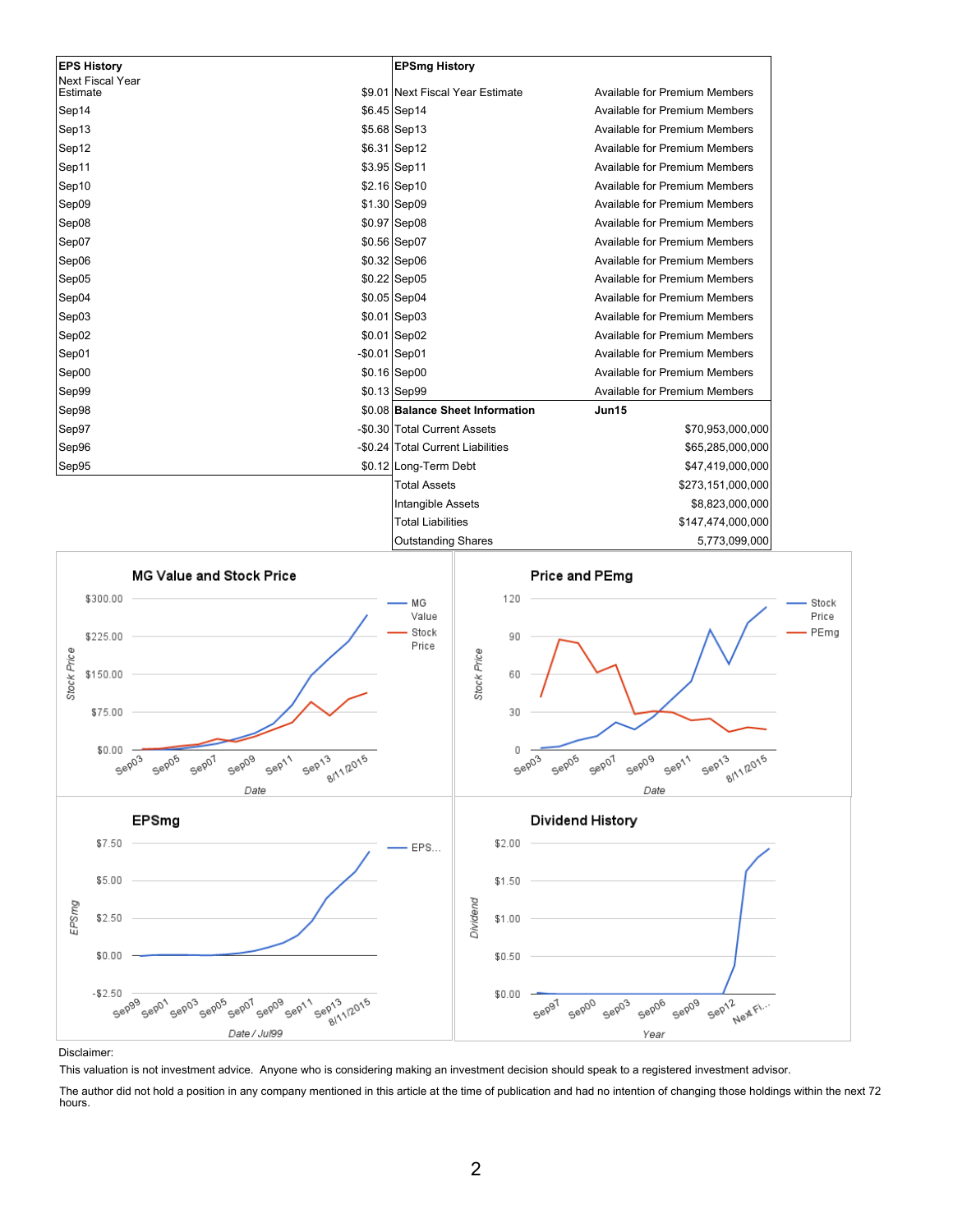| EPS History | | EPSmg History | |
|---|---|---|---|
| Next Fiscal Year Estimate | $9.01 | Next Fiscal Year Estimate | Available for Premium Members |
| Sep14 | $6.45 | Sep14 | Available for Premium Members |
| Sep13 | $5.68 | Sep13 | Available for Premium Members |
| Sep12 | $6.31 | Sep12 | Available for Premium Members |
| Sep11 | $3.95 | Sep11 | Available for Premium Members |
| Sep10 | $2.16 | Sep10 | Available for Premium Members |
| Sep09 | $1.30 | Sep09 | Available for Premium Members |
| Sep08 | $0.97 | Sep08 | Available for Premium Members |
| Sep07 | $0.56 | Sep07 | Available for Premium Members |
| Sep06 | $0.32 | Sep06 | Available for Premium Members |
| Sep05 | $0.22 | Sep05 | Available for Premium Members |
| Sep04 | $0.05 | Sep04 | Available for Premium Members |
| Sep03 | $0.01 | Sep03 | Available for Premium Members |
| Sep02 | $0.01 | Sep02 | Available for Premium Members |
| Sep01 | -$0.01 | Sep01 | Available for Premium Members |
| Sep00 | $0.16 | Sep00 | Available for Premium Members |
| Sep99 | $0.13 | Sep99 | Available for Premium Members |
| Sep98 | $0.08 | **Balance Sheet Information** | **Jun15** |
| Sep97 | -$0.30 | Total Current Assets | $70,953,000,000 |
| Sep96 | -$0.24 | Total Current Liabilities | $65,285,000,000 |
| Sep95 | $0.12 | Long-Term Debt | $47,419,000,000 |
| | | Total Assets | $273,151,000,000 |
| | | Intangible Assets | $8,823,000,000 |
| | | Total Liabilities | $147,474,000,000 |
| | | Outstanding Shares | 5,773,099,000 |

MG Value and Stock Price

$300.00
$225.00
$150.00
$75.00
$0.00
Stock Price
Sep03 Sep05 Sep07 Sep09 Sep11 Sep13 8/11/2015
Date
MG Value
Stock Price

Price and PEmg

120
90
60
30
0
Stock Price
Sep03 Sep05 Sep07 Sep09 Sep11 Sep13 8/11/2015
Date
Stock Price
PEmg

EPSmg

$7.50
$5.00
$2.50
$0.00
-$2.50
EPSmg
Sep99 Sep01 Sep03 Sep05 Sep07 Sep09 Sep11 Sep13 8/11/2015
Date / Jul99
EPS...

Dividend History

$2.00
$1.50
$1.00
$0.50
$0.00
Dividend
Sep97 Sep00 Sep03 Sep06 Sep09 Sep12 Next Fi...
Year

Disclaimer:

This valuation is not investment advice. Anyone who is considering making an investment decision should speak to a registered investment advisor.

The author did not hold a position in any company mentioned in this article at the time of publication and had no intention of changing those holdings within the next 72 hours.